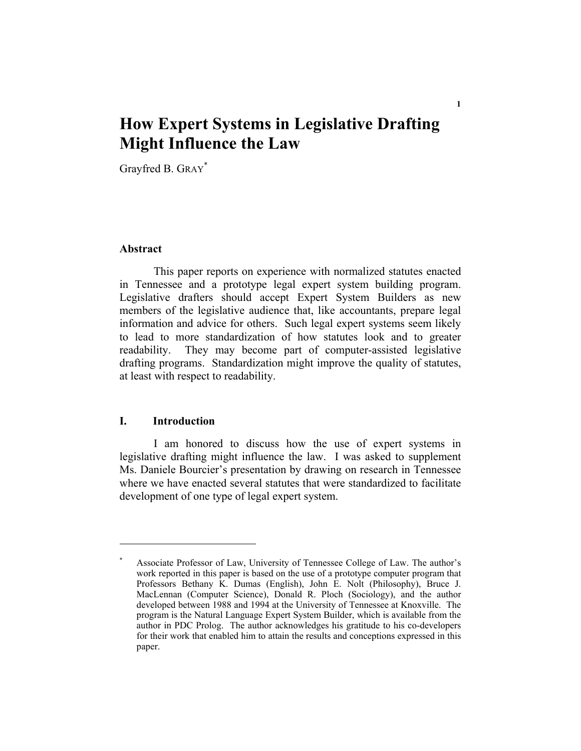# How Expert Systems in Legislative Drafting Might Influence the Law

Grayfred B. GRAY[*]

## Abstract

This paper reports on experience with normalized statutes enacted in Tennessee and a prototype legal expert system building program. Legislative drafters should accept Expert System Builders as new members of the legislative audience that, like accountants, prepare legal information and advice for others. Such legal expert systems seem likely to lead to more standardization of how statutes look and to greater readability. They may become part of computer-assisted legislative drafting programs. Standardization might improve the quality of statutes, at least with respect to readability.

## I. Introduction

I am honored to discuss how the use of expert systems in legislative drafting might influence the law. I was asked to supplement Ms. Daniele Bourcier's presentation by drawing on research in Tennessee where we have enacted several statutes that were standardized to facilitate development of one type of legal expert system.

---

[*] Associate Professor of Law, University of Tennessee College of Law. The author's work reported in this paper is based on the use of a prototype computer program that Professors Bethany K. Dumas (English), John E. Nolt (Philosophy), Bruce J. MacLennan (Computer Science), Donald R. Ploch (Sociology), and the author developed between 1988 and 1994 at the University of Tennessee at Knoxville. The program is the Natural Language Expert System Builder, which is available from the author in PDC Prolog. The author acknowledges his gratitude to his co-developers for their work that enabled him to attain the results and conceptions expressed in this paper.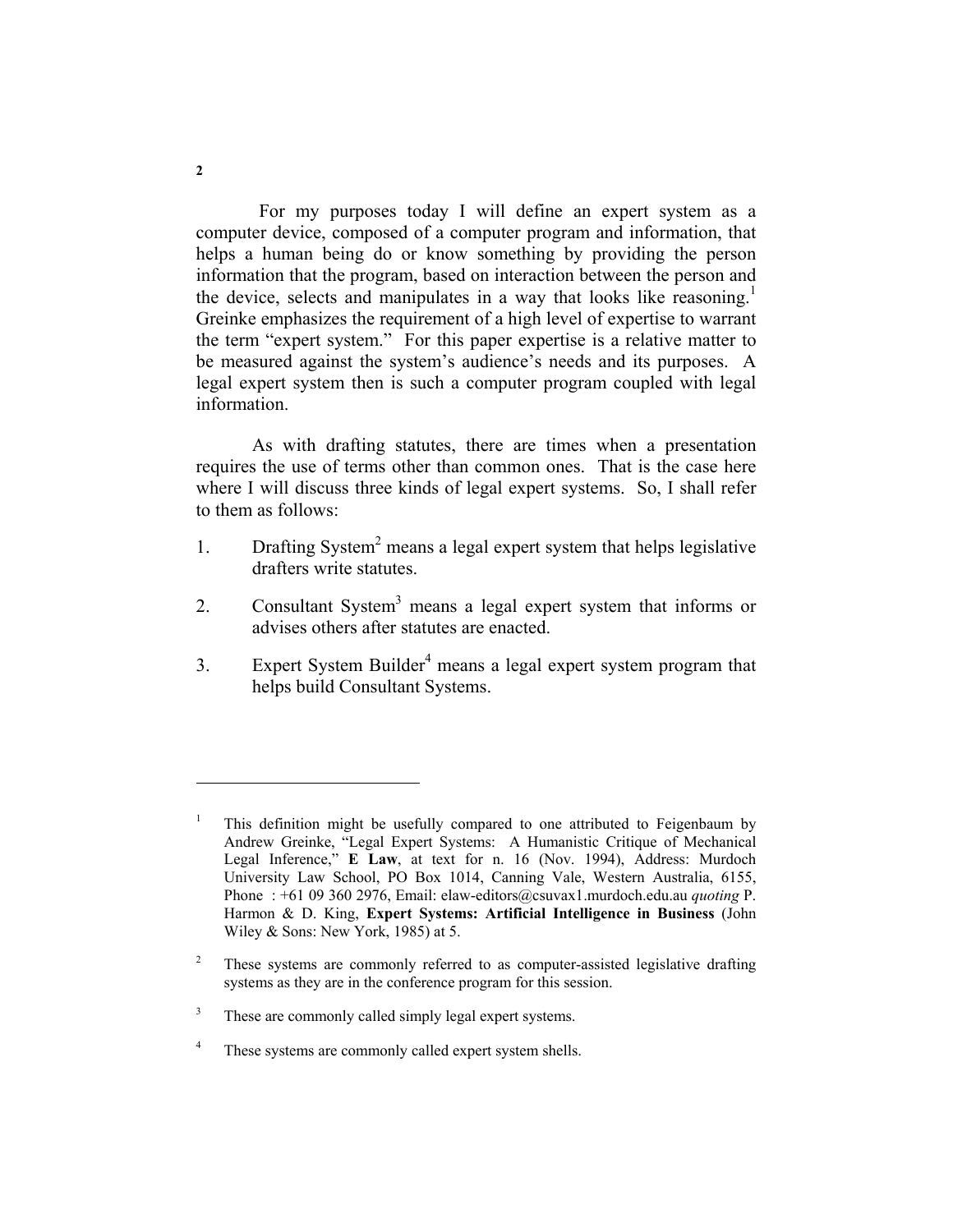For my purposes today I will define an expert system as a computer device, composed of a computer program and information, that helps a human being do or know something by providing the person information that the program, based on interaction between the person and the device, selects and manipulates in a way that looks like reasoning.[1] Greinke emphasizes the requirement of a high level of expertise to warrant the term "expert system." For this paper expertise is a relative matter to be measured against the system's audience's needs and its purposes. A legal expert system then is such a computer program coupled with legal information.

As with drafting statutes, there are times when a presentation requires the use of terms other than common ones. That is the case here where I will discuss three kinds of legal expert systems. So, I shall refer to them as follows:

1. Drafting System[2] means a legal expert system that helps legislative drafters write statutes.

2. Consultant System[3] means a legal expert system that informs or advises others after statutes are enacted.

3. Expert System Builder[4] means a legal expert system program that helps build Consultant Systems.

---

[1] This definition might be usefully compared to one attributed to Feigenbaum by Andrew Greinke, "Legal Expert Systems: A Humanistic Critique of Mechanical Legal Inference," **E Law**, at text for n. 16 (Nov. 1994), Address: Murdoch University Law School, PO Box 1014, Canning Vale, Western Australia, 6155, Phone : +61 09 360 2976, Email: elaw-editors@csuvax1.murdoch.edu.au *quoting* P. Harmon & D. King, **Expert Systems: Artificial Intelligence in Business** (John Wiley & Sons: New York, 1985) at 5.

[2] These systems are commonly referred to as computer-assisted legislative drafting systems as they are in the conference program for this session.

[3] These are commonly called simply legal expert systems.

[4] These systems are commonly called expert system shells.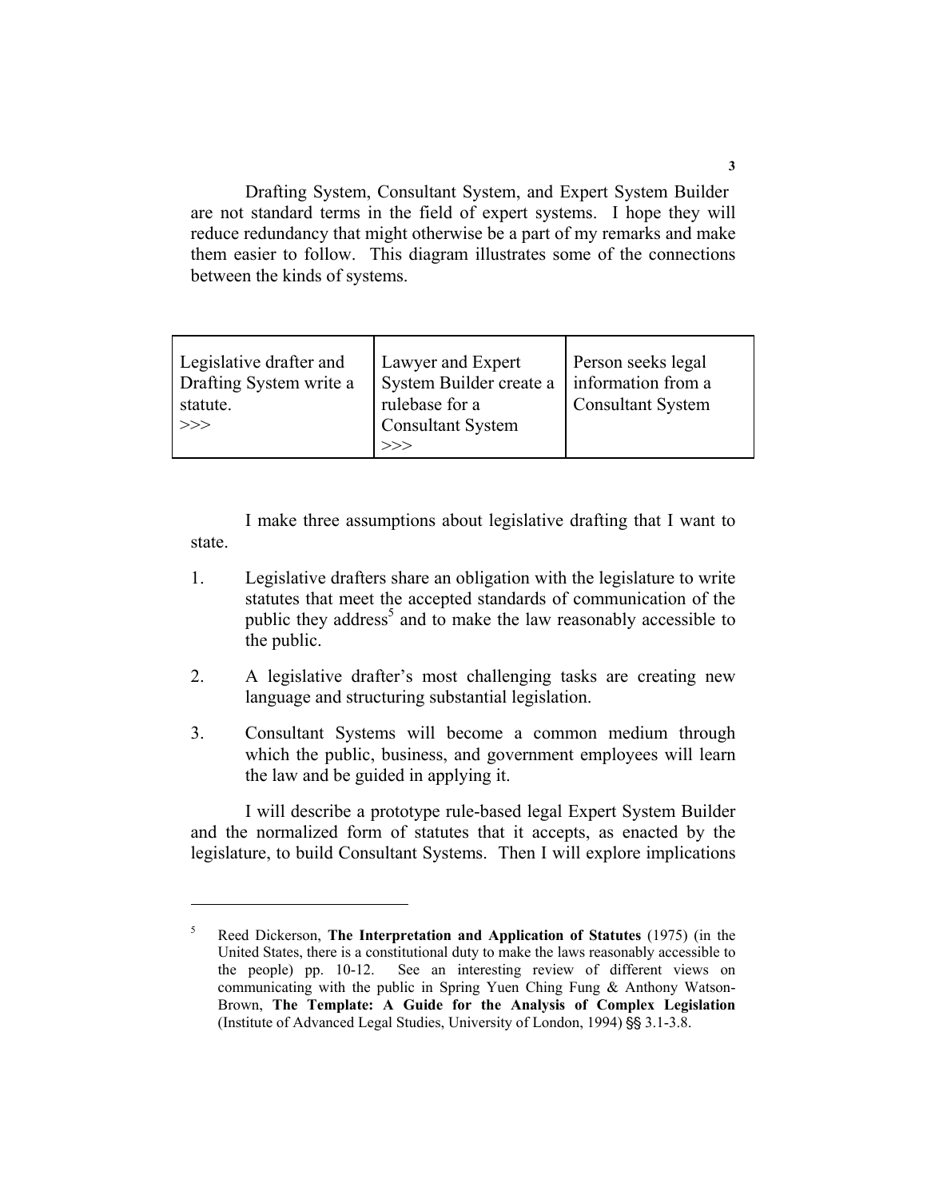Drafting System, Consultant System, and Expert System Builder are not standard terms in the field of expert systems. I hope they will reduce redundancy that might otherwise be a part of my remarks and make them easier to follow. This diagram illustrates some of the connections between the kinds of systems.

| Legislative drafter and Drafting System write a statute. >>> | Lawyer and Expert System Builder create a rulebase for a Consultant System >>> | Person seeks legal information from a Consultant System |
|---|---|---|

I make three assumptions about legislative drafting that I want to state.

1. Legislative drafters share an obligation with the legislature to write statutes that meet the accepted standards of communication of the public they address[5] and to make the law reasonably accessible to the public.

2. A legislative drafter's most challenging tasks are creating new language and structuring substantial legislation.

3. Consultant Systems will become a common medium through which the public, business, and government employees will learn the law and be guided in applying it.

I will describe a prototype rule-based legal Expert System Builder and the normalized form of statutes that it accepts, as enacted by the legislature, to build Consultant Systems. Then I will explore implications

---

[5] Reed Dickerson, **The Interpretation and Application of Statutes** (1975) (in the United States, there is a constitutional duty to make the laws reasonably accessible to the people) pp. 10-12. See an interesting review of different views on communicating with the public in Spring Yuen Ching Fung & Anthony Watson-Brown, **The Template: A Guide for the Analysis of Complex Legislation** (Institute of Advanced Legal Studies, University of London, 1994) §§ 3.1-3.8.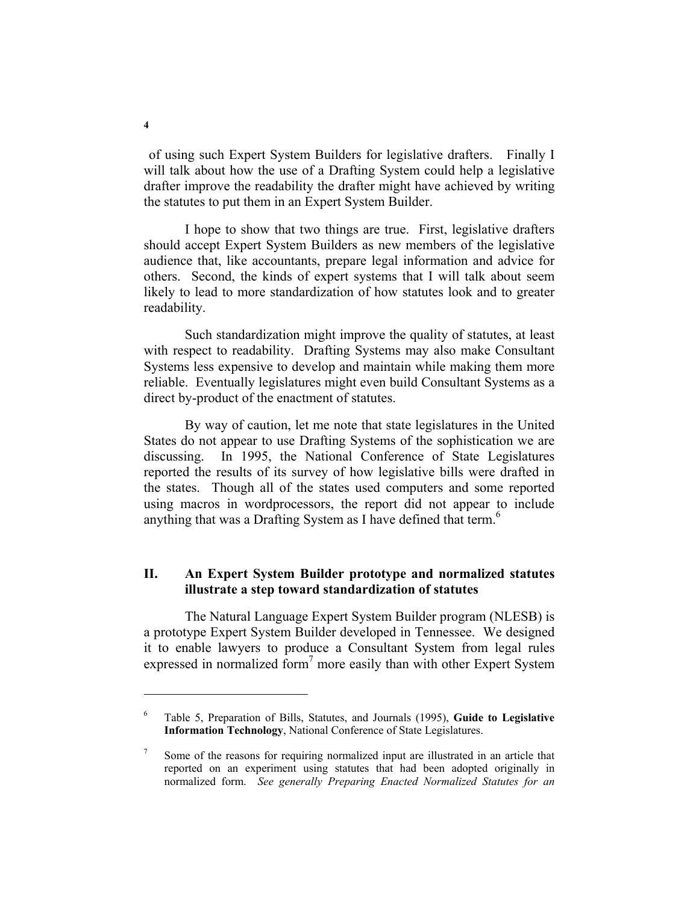of using such Expert System Builders for legislative drafters. Finally I will talk about how the use of a Drafting System could help a legislative drafter improve the readability the drafter might have achieved by writing the statutes to put them in an Expert System Builder.

I hope to show that two things are true. First, legislative drafters should accept Expert System Builders as new members of the legislative audience that, like accountants, prepare legal information and advice for others. Second, the kinds of expert systems that I will talk about seem likely to lead to more standardization of how statutes look and to greater readability.

Such standardization might improve the quality of statutes, at least with respect to readability. Drafting Systems may also make Consultant Systems less expensive to develop and maintain while making them more reliable. Eventually legislatures might even build Consultant Systems as a direct by-product of the enactment of statutes.

By way of caution, let me note that state legislatures in the United States do not appear to use Drafting Systems of the sophistication we are discussing. In 1995, the National Conference of State Legislatures reported the results of its survey of how legislative bills were drafted in the states. Though all of the states used computers and some reported using macros in wordprocessors, the report did not appear to include anything that was a Drafting System as I have defined that term.[6]

## II. An Expert System Builder prototype and normalized statutes illustrate a step toward standardization of statutes

The Natural Language Expert System Builder program (NLESB) is a prototype Expert System Builder developed in Tennessee. We designed it to enable lawyers to produce a Consultant System from legal rules expressed in normalized form[7] more easily than with other Expert System

---

[6] Table 5, Preparation of Bills, Statutes, and Journals (1995), **Guide to Legislative Information Technology**, National Conference of State Legislatures.

[7] Some of the reasons for requiring normalized input are illustrated in an article that reported on an experiment using statutes that had been adopted originally in normalized form. *See generally Preparing Enacted Normalized Statutes for an*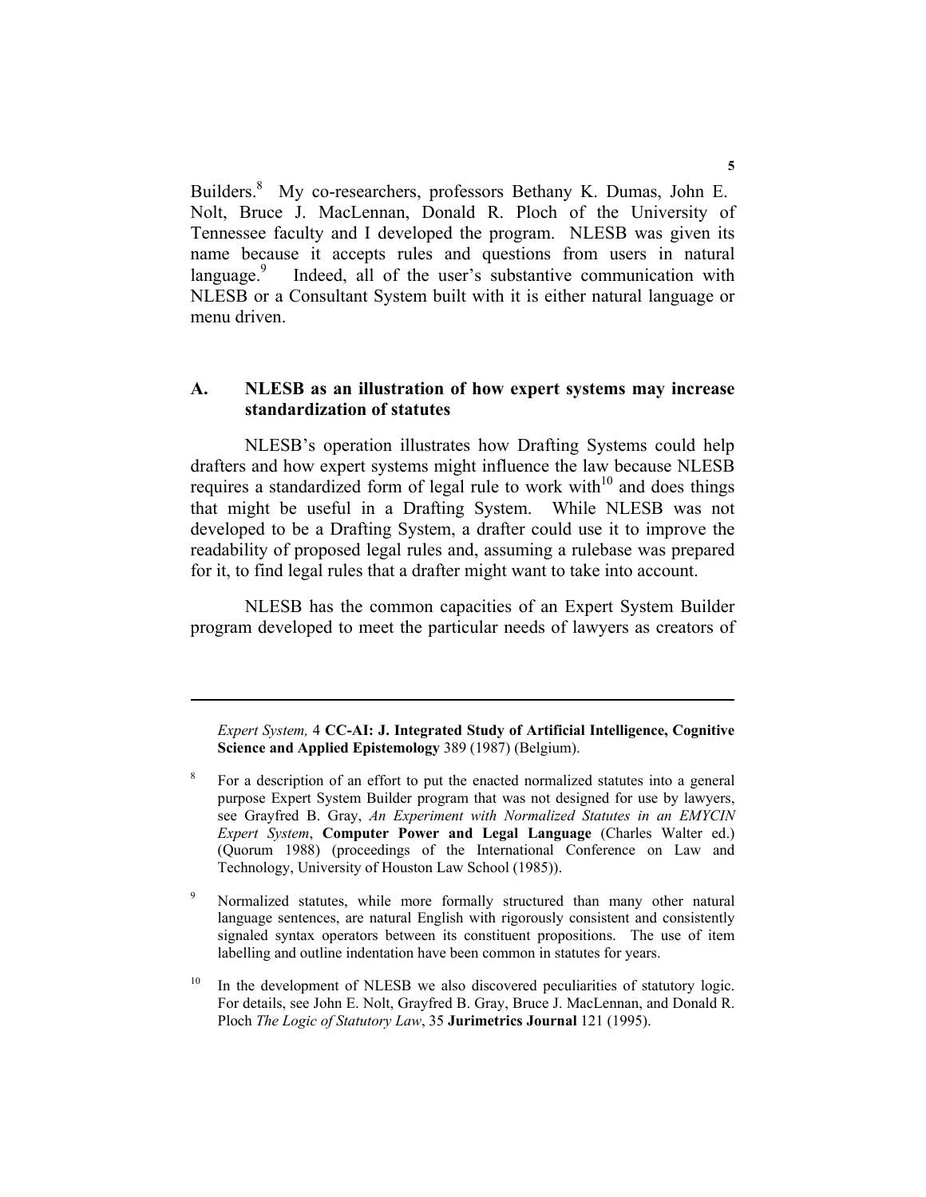Builders.[8] My co-researchers, professors Bethany K. Dumas, John E. Nolt, Bruce J. MacLennan, Donald R. Ploch of the University of Tennessee faculty and I developed the program. NLESB was given its name because it accepts rules and questions from users in natural language.[9] Indeed, all of the user's substantive communication with NLESB or a Consultant System built with it is either natural language or menu driven.

### A. NLESB as an illustration of how expert systems may increase standardization of statutes

NLESB's operation illustrates how Drafting Systems could help drafters and how expert systems might influence the law because NLESB requires a standardized form of legal rule to work with[10] and does things that might be useful in a Drafting System. While NLESB was not developed to be a Drafting System, a drafter could use it to improve the readability of proposed legal rules and, assuming a rulebase was prepared for it, to find legal rules that a drafter might want to take into account.

NLESB has the common capacities of an Expert System Builder program developed to meet the particular needs of lawyers as creators of

---

*Expert System,* 4 **CC-AI: J. Integrated Study of Artificial Intelligence, Cognitive Science and Applied Epistemology** 389 (1987) (Belgium).

[8] For a description of an effort to put the enacted normalized statutes into a general purpose Expert System Builder program that was not designed for use by lawyers, see Grayfred B. Gray, *An Experiment with Normalized Statutes in an EMYCIN Expert System*, **Computer Power and Legal Language** (Charles Walter ed.) (Quorum 1988) (proceedings of the International Conference on Law and Technology, University of Houston Law School (1985)).

[9] Normalized statutes, while more formally structured than many other natural language sentences, are natural English with rigorously consistent and consistently signaled syntax operators between its constituent propositions. The use of item labelling and outline indentation have been common in statutes for years.

[10] In the development of NLESB we also discovered peculiarities of statutory logic. For details, see John E. Nolt, Grayfred B. Gray, Bruce J. MacLennan, and Donald R. Ploch *The Logic of Statutory Law*, 35 **Jurimetrics Journal** 121 (1995).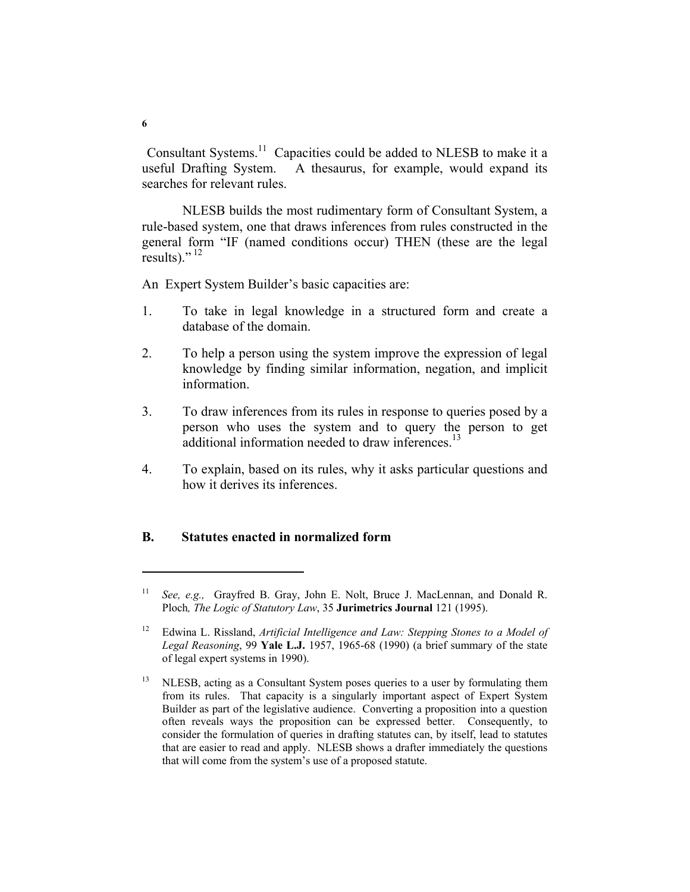Consultant Systems.[11] Capacities could be added to NLESB to make it a useful Drafting System. A thesaurus, for example, would expand its searches for relevant rules.

NLESB builds the most rudimentary form of Consultant System, a rule-based system, one that draws inferences from rules constructed in the general form "IF (named conditions occur) THEN (these are the legal results)."[12]

An Expert System Builder's basic capacities are:

1. To take in legal knowledge in a structured form and create a database of the domain.

2. To help a person using the system improve the expression of legal knowledge by finding similar information, negation, and implicit information.

3. To draw inferences from its rules in response to queries posed by a person who uses the system and to query the person to get additional information needed to draw inferences.[13]

4. To explain, based on its rules, why it asks particular questions and how it derives its inferences.

## B. Statutes enacted in normalized form

---

[11] *See, e.g.,* Grayfred B. Gray, John E. Nolt, Bruce J. MacLennan, and Donald R. Ploch*, The Logic of Statutory Law*, 35 **Jurimetrics Journal** 121 (1995).

[12] Edwina L. Rissland, *Artificial Intelligence and Law: Stepping Stones to a Model of Legal Reasoning*, 99 **Yale L.J.** 1957, 1965-68 (1990) (a brief summary of the state of legal expert systems in 1990).

[13] NLESB, acting as a Consultant System poses queries to a user by formulating them from its rules. That capacity is a singularly important aspect of Expert System Builder as part of the legislative audience. Converting a proposition into a question often reveals ways the proposition can be expressed better. Consequently, to consider the formulation of queries in drafting statutes can, by itself, lead to statutes that are easier to read and apply. NLESB shows a drafter immediately the questions that will come from the system's use of a proposed statute.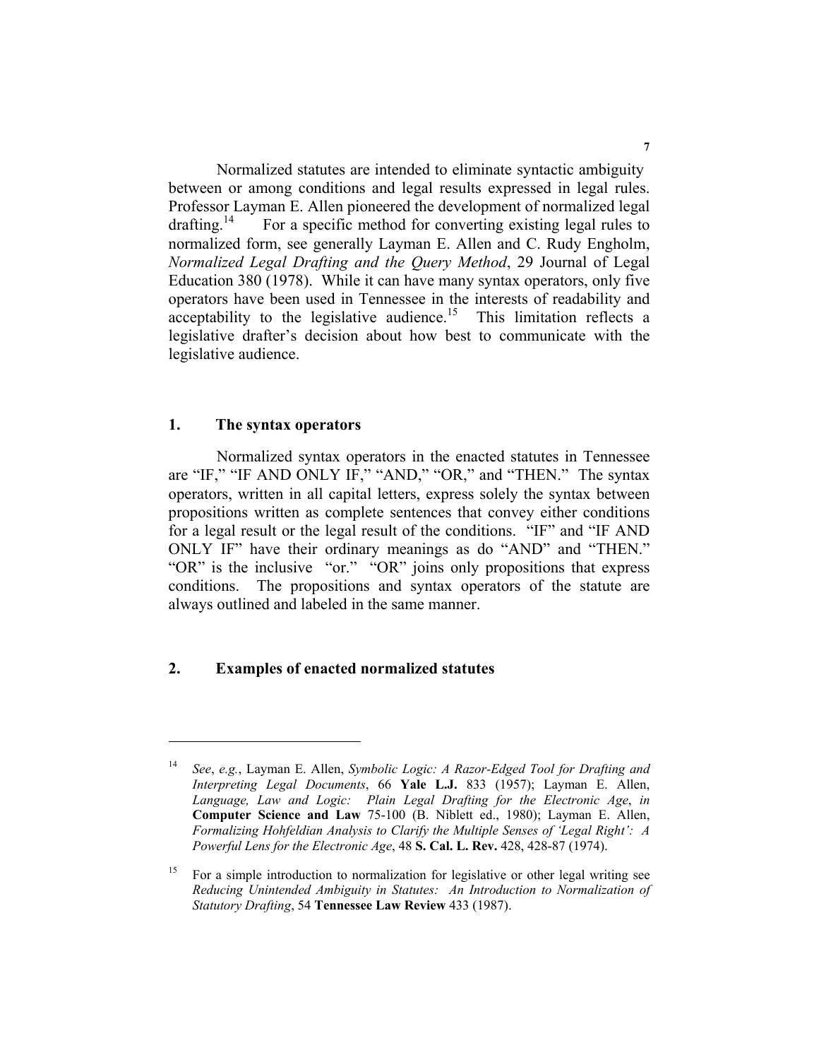Normalized statutes are intended to eliminate syntactic ambiguity between or among conditions and legal results expressed in legal rules. Professor Layman E. Allen pioneered the development of normalized legal drafting.[14] For a specific method for converting existing legal rules to normalized form, see generally Layman E. Allen and C. Rudy Engholm, *Normalized Legal Drafting and the Query Method*, 29 Journal of Legal Education 380 (1978). While it can have many syntax operators, only five operators have been used in Tennessee in the interests of readability and acceptability to the legislative audience.[15] This limitation reflects a legislative drafter's decision about how best to communicate with the legislative audience.

## 1. The syntax operators

Normalized syntax operators in the enacted statutes in Tennessee are "IF," "IF AND ONLY IF," "AND," "OR," and "THEN." The syntax operators, written in all capital letters, express solely the syntax between propositions written as complete sentences that convey either conditions for a legal result or the legal result of the conditions. "IF" and "IF AND ONLY IF" have their ordinary meanings as do "AND" and "THEN." "OR" is the inclusive "or." "OR" joins only propositions that express conditions. The propositions and syntax operators of the statute are always outlined and labeled in the same manner.

## 2. Examples of enacted normalized statutes

---

[14] *See*, *e.g.*, Layman E. Allen, *Symbolic Logic: A Razor-Edged Tool for Drafting and Interpreting Legal Documents*, 66 **Yale L.J.** 833 (1957); Layman E. Allen, *Language, Law and Logic: Plain Legal Drafting for the Electronic Age*, *in* **Computer Science and Law** 75-100 (B. Niblett ed., 1980); Layman E. Allen, *Formalizing Hohfeldian Analysis to Clarify the Multiple Senses of 'Legal Right': A Powerful Lens for the Electronic Age*, 48 **S. Cal. L. Rev.** 428, 428-87 (1974).

[15] For a simple introduction to normalization for legislative or other legal writing see *Reducing Unintended Ambiguity in Statutes: An Introduction to Normalization of Statutory Drafting*, 54 **Tennessee Law Review** 433 (1987).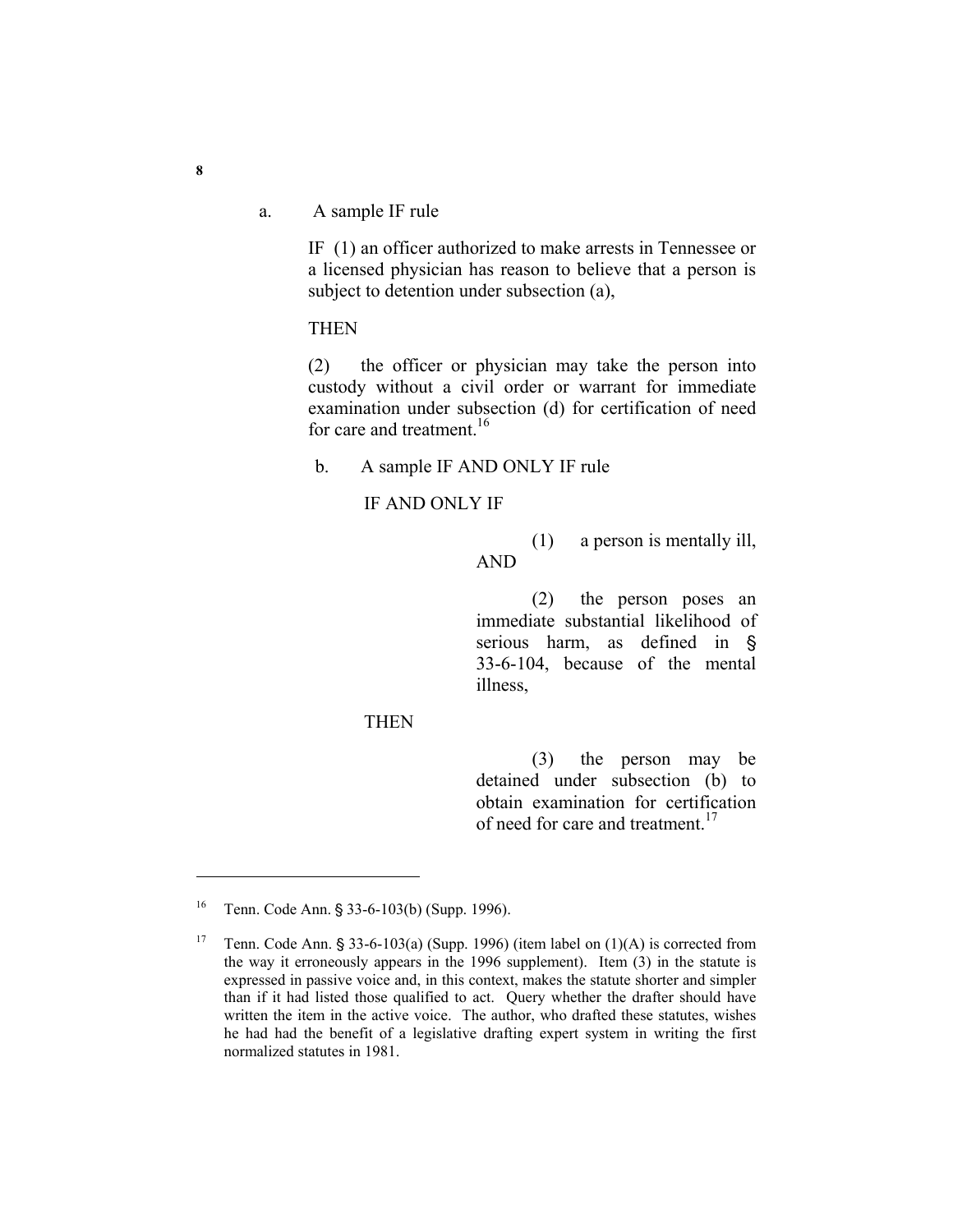a. A sample IF rule

IF (1) an officer authorized to make arrests in Tennessee or a licensed physician has reason to believe that a person is subject to detention under subsection (a),

THEN

(2) the officer or physician may take the person into custody without a civil order or warrant for immediate examination under subsection (d) for certification of need for care and treatment.[16]

b. A sample IF AND ONLY IF rule

IF AND ONLY IF

(1) a person is mentally ill, AND

(2) the person poses an immediate substantial likelihood of serious harm, as defined in § 33-6-104, because of the mental illness,

THEN

(3) the person may be detained under subsection (b) to obtain examination for certification of need for care and treatment.[17]

---

[16] Tenn. Code Ann. § 33-6-103(b) (Supp. 1996).

[17] Tenn. Code Ann. § 33-6-103(a) (Supp. 1996) (item label on (1)(A) is corrected from the way it erroneously appears in the 1996 supplement). Item (3) in the statute is expressed in passive voice and, in this context, makes the statute shorter and simpler than if it had listed those qualified to act. Query whether the drafter should have written the item in the active voice. The author, who drafted these statutes, wishes he had had the benefit of a legislative drafting expert system in writing the first normalized statutes in 1981.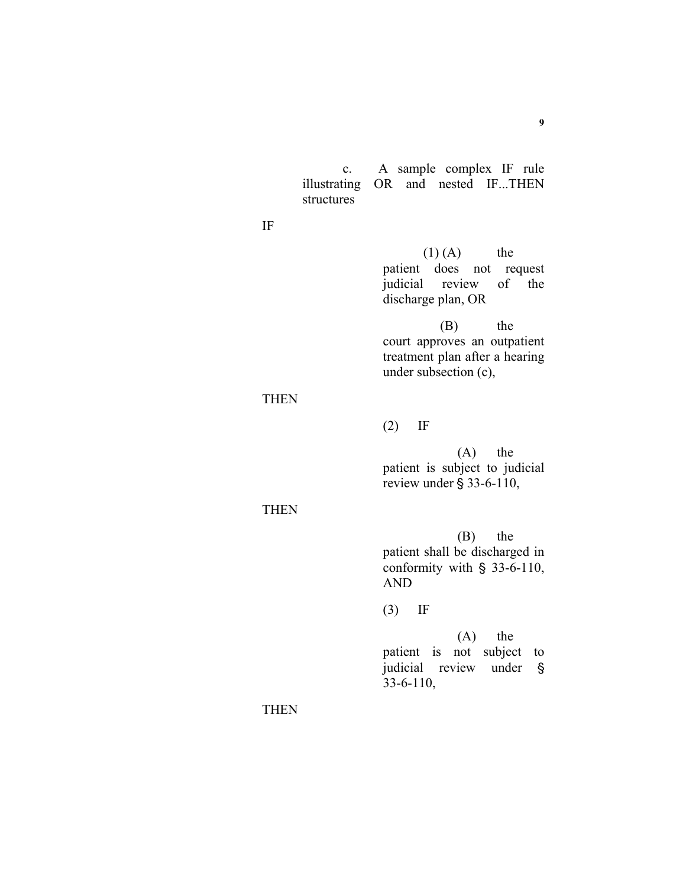c. A sample complex IF rule illustrating OR and nested IF...THEN structures

IF

(1) (A) the patient does not request judicial review of the discharge plan, OR

(B) the court approves an outpatient treatment plan after a hearing under subsection (c),

THEN

(2) IF

(A) the patient is subject to judicial review under § 33-6-110,

THEN

(B) the patient shall be discharged in conformity with § 33-6-110, AND

(3) IF

(A) the patient is not subject to judicial review under § 33-6-110,

THEN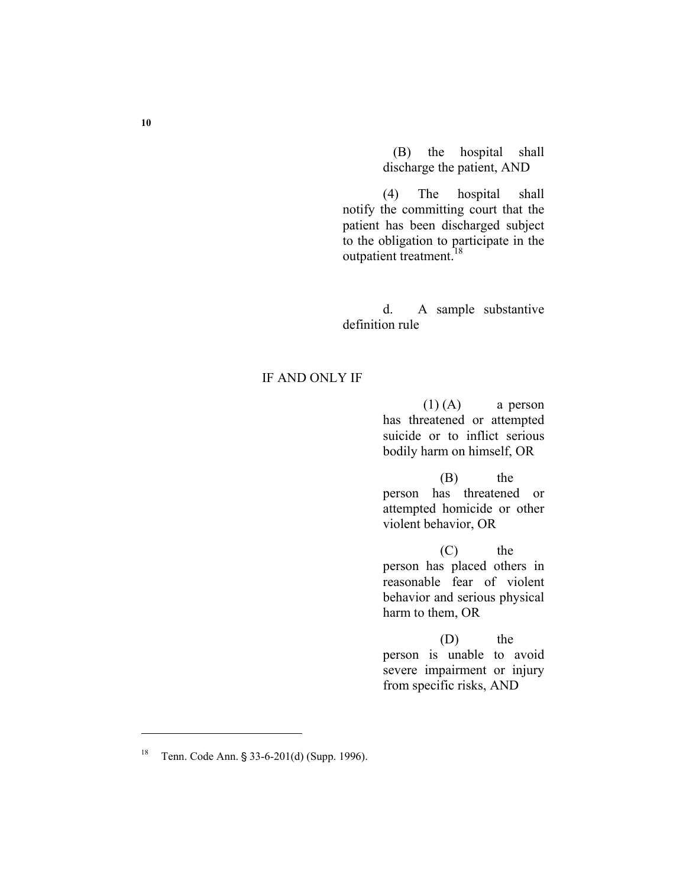(B) the hospital shall discharge the patient, AND

(4) The hospital shall notify the committing court that the patient has been discharged subject to the obligation to participate in the outpatient treatment.[18]

d. A sample substantive definition rule

IF AND ONLY IF

(1) (A) a person has threatened or attempted suicide or to inflict serious bodily harm on himself, OR

(B) the person has threatened or attempted homicide or other violent behavior, OR

(C) the person has placed others in reasonable fear of violent behavior and serious physical harm to them, OR

(D) the person is unable to avoid severe impairment or injury from specific risks, AND

---

[18] Tenn. Code Ann. § 33-6-201(d) (Supp. 1996).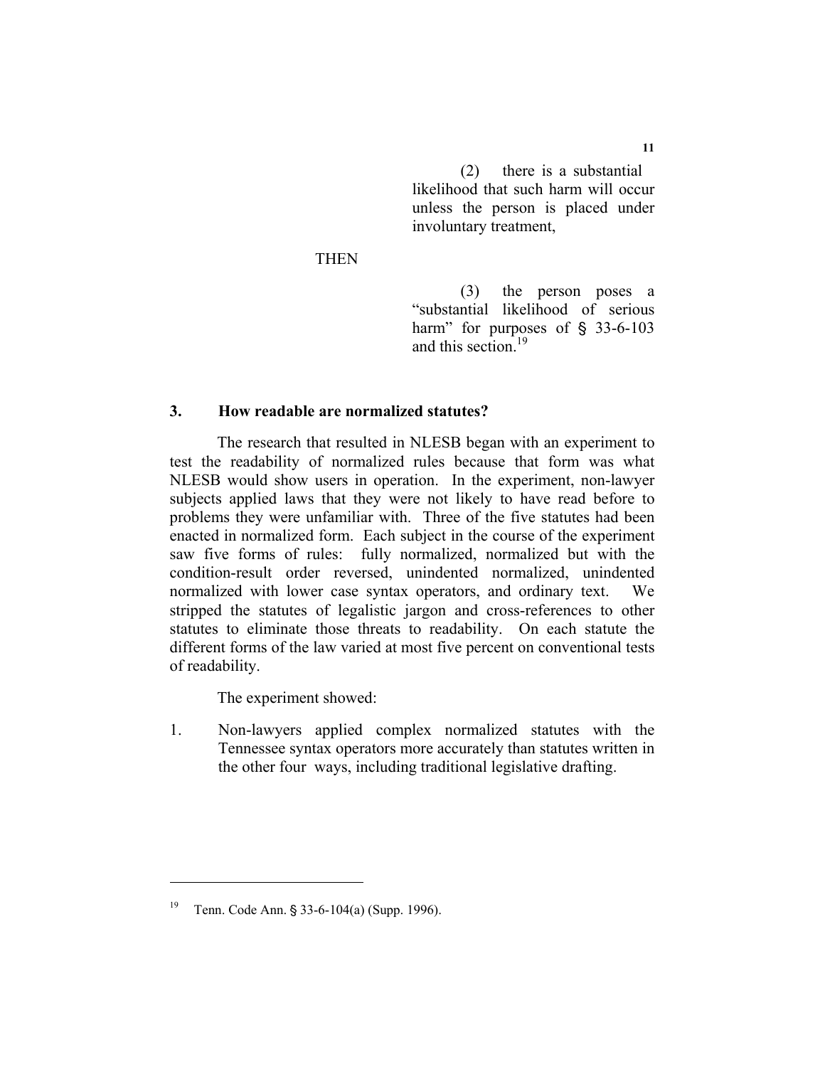(2) there is a substantial likelihood that such harm will occur unless the person is placed under involuntary treatment,

THEN

(3) the person poses a "substantial likelihood of serious harm" for purposes of § 33-6-103 and this section.[19]

## 3. How readable are normalized statutes?

The research that resulted in NLESB began with an experiment to test the readability of normalized rules because that form was what NLESB would show users in operation. In the experiment, non-lawyer subjects applied laws that they were not likely to have read before to problems they were unfamiliar with. Three of the five statutes had been enacted in normalized form. Each subject in the course of the experiment saw five forms of rules: fully normalized, normalized but with the condition-result order reversed, unindented normalized, unindented normalized with lower case syntax operators, and ordinary text. We stripped the statutes of legalistic jargon and cross-references to other statutes to eliminate those threats to readability. On each statute the different forms of the law varied at most five percent on conventional tests of readability.

The experiment showed:

1. Non-lawyers applied complex normalized statutes with the Tennessee syntax operators more accurately than statutes written in the other four ways, including traditional legislative drafting.

---

[19] Tenn. Code Ann. § 33-6-104(a) (Supp. 1996).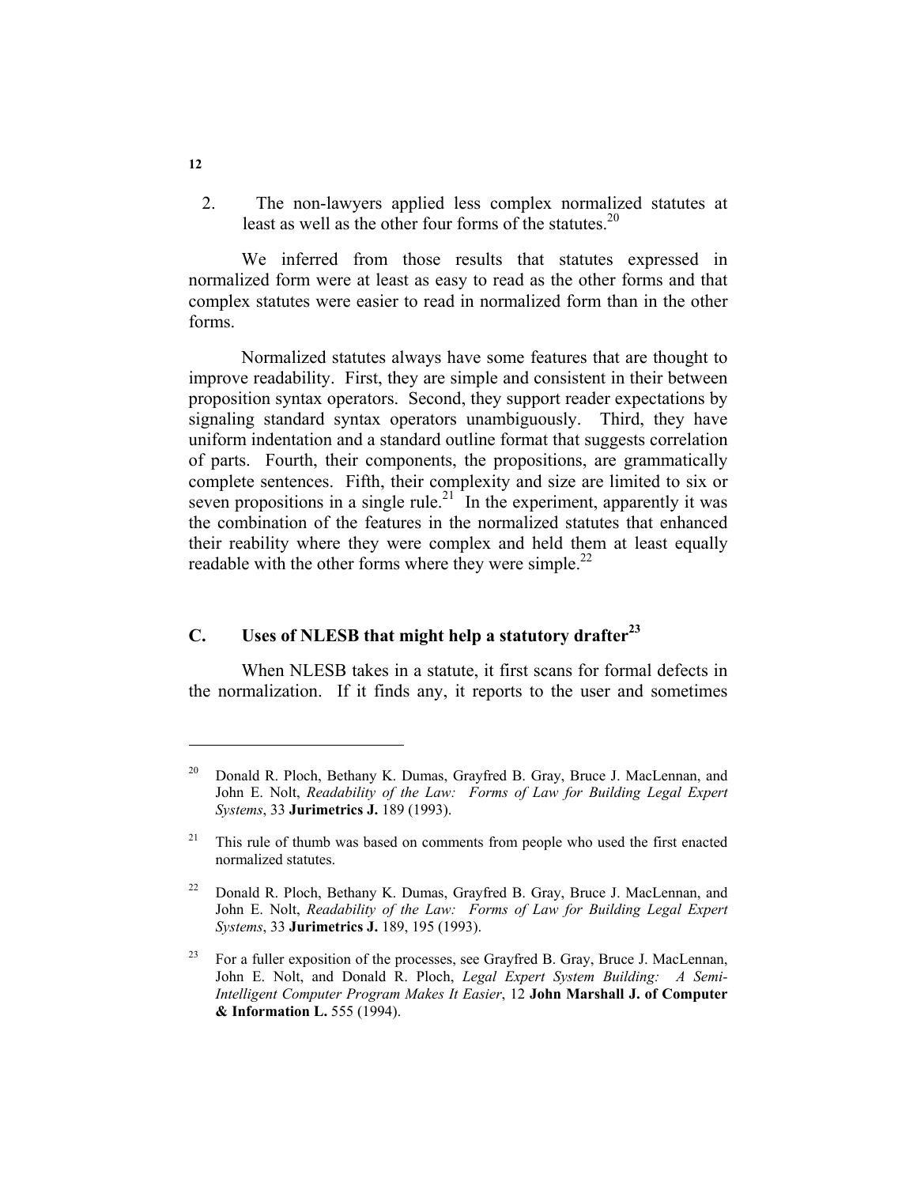2. The non-lawyers applied less complex normalized statutes at least as well as the other four forms of the statutes.[20]

We inferred from those results that statutes expressed in normalized form were at least as easy to read as the other forms and that complex statutes were easier to read in normalized form than in the other forms.

Normalized statutes always have some features that are thought to improve readability. First, they are simple and consistent in their between proposition syntax operators. Second, they support reader expectations by signaling standard syntax operators unambiguously. Third, they have uniform indentation and a standard outline format that suggests correlation of parts. Fourth, their components, the propositions, are grammatically complete sentences. Fifth, their complexity and size are limited to six or seven propositions in a single rule.[21] In the experiment, apparently it was the combination of the features in the normalized statutes that enhanced their reability where they were complex and held them at least equally readable with the other forms where they were simple.[22]

## C. Uses of NLESB that might help a statutory drafter[23]

When NLESB takes in a statute, it first scans for formal defects in the normalization. If it finds any, it reports to the user and sometimes

---

[20] Donald R. Ploch, Bethany K. Dumas, Grayfred B. Gray, Bruce J. MacLennan, and John E. Nolt, *Readability of the Law: Forms of Law for Building Legal Expert Systems*, 33 **Jurimetrics J.** 189 (1993).

[21] This rule of thumb was based on comments from people who used the first enacted normalized statutes.

[22] Donald R. Ploch, Bethany K. Dumas, Grayfred B. Gray, Bruce J. MacLennan, and John E. Nolt, *Readability of the Law: Forms of Law for Building Legal Expert Systems*, 33 **Jurimetrics J.** 189, 195 (1993).

[23] For a fuller exposition of the processes, see Grayfred B. Gray, Bruce J. MacLennan, John E. Nolt, and Donald R. Ploch, *Legal Expert System Building: A Semi-Intelligent Computer Program Makes It Easier*, 12 **John Marshall J. of Computer & Information L.** 555 (1994).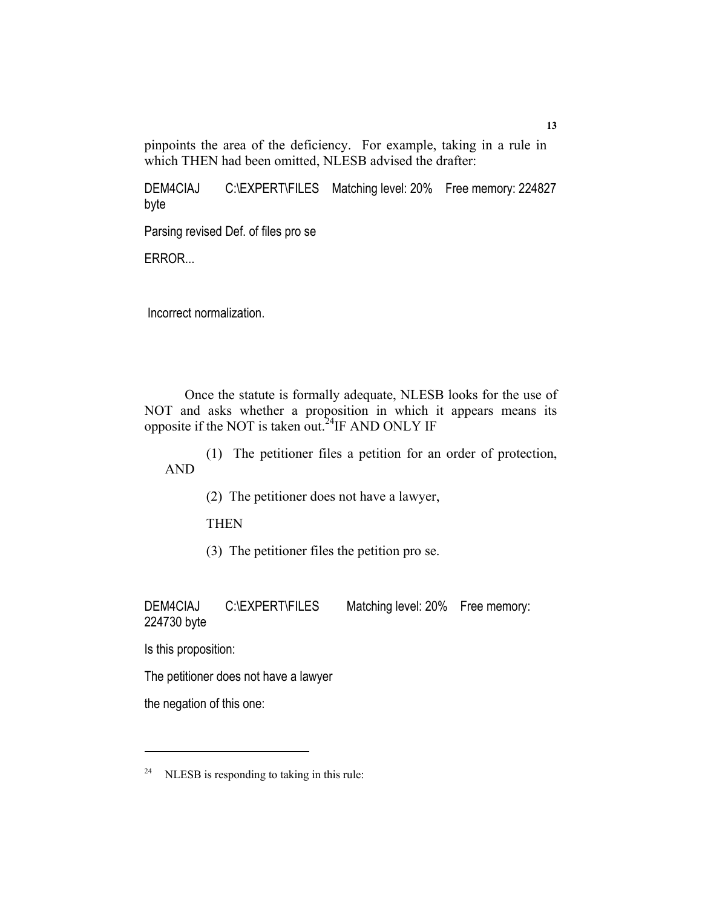pinpoints the area of the deficiency. For example, taking in a rule in which THEN had been omitted, NLESB advised the drafter:

DEM4CIAJ C:\EXPERT\FILES Matching level: 20% Free memory: 224827 byte

Parsing revised Def. of files pro se

ERROR...

Incorrect normalization.

Once the statute is formally adequate, NLESB looks for the use of NOT and asks whether a proposition in which it appears means its opposite if the NOT is taken out.[24] IF AND ONLY IF

(1) The petitioner files a petition for an order of protection, AND

(2) The petitioner does not have a lawyer,

THEN

(3) The petitioner files the petition pro se.

DEM4CIAJ C:\EXPERT\FILES Matching level: 20% Free memory: 224730 byte

Is this proposition:

The petitioner does not have a lawyer

the negation of this one:

---

[24] NLESB is responding to taking in this rule: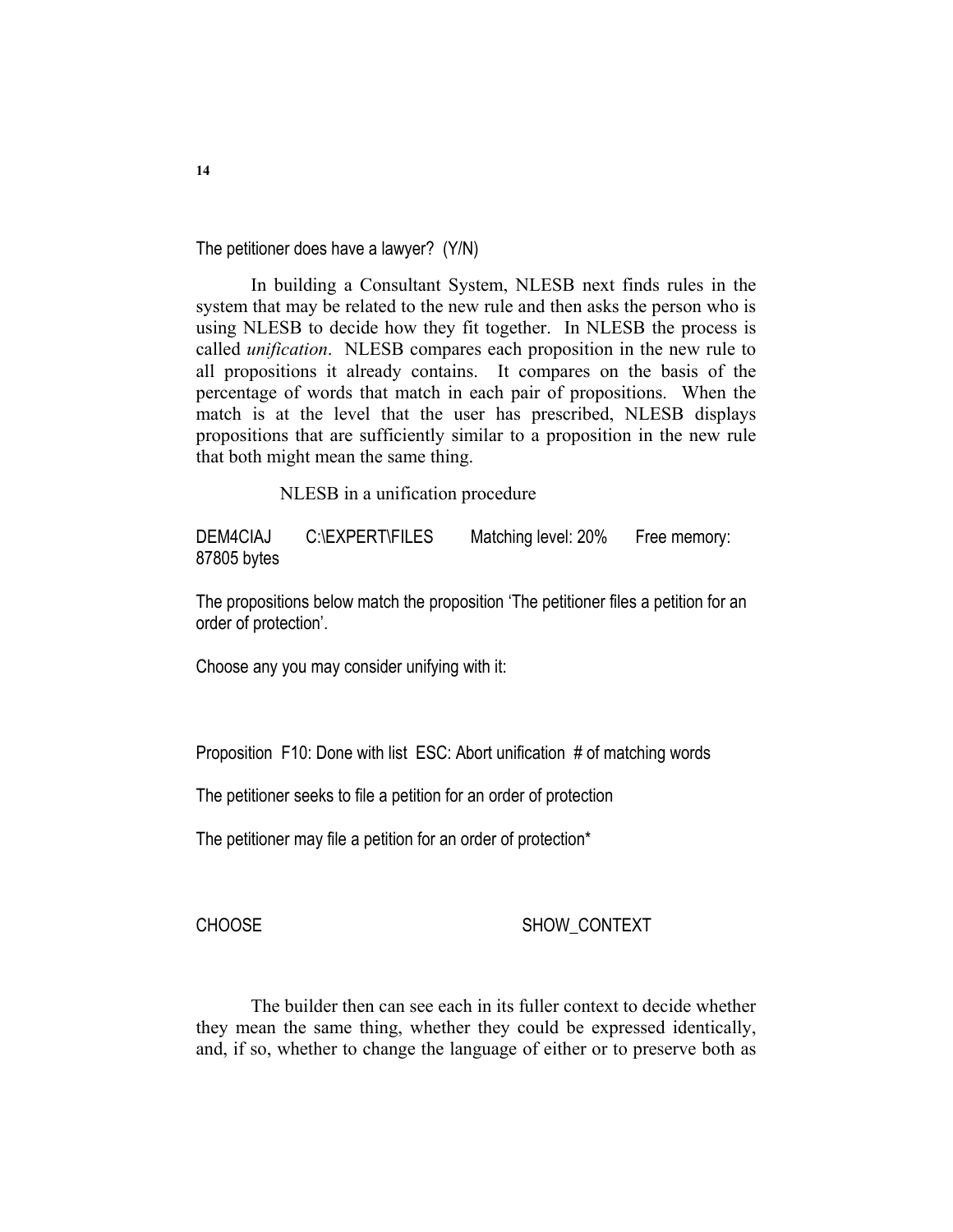The petitioner does have a lawyer? (Y/N)

In building a Consultant System, NLESB next finds rules in the system that may be related to the new rule and then asks the person who is using NLESB to decide how they fit together. In NLESB the process is called *unification*. NLESB compares each proposition in the new rule to all propositions it already contains. It compares on the basis of the percentage of words that match in each pair of propositions. When the match is at the level that the user has prescribed, NLESB displays propositions that are sufficiently similar to a proposition in the new rule that both might mean the same thing.

NLESB in a unification procedure

DEM4CIAJ C:\EXPERT\FILES Matching level: 20% Free memory: 87805 bytes

The propositions below match the proposition 'The petitioner files a petition for an order of protection'.

Choose any you may consider unifying with it:

Proposition F10: Done with list ESC: Abort unification # of matching words

The petitioner seeks to file a petition for an order of protection

The petitioner may file a petition for an order of protection*

CHOOSE SHOW_CONTEXT

The builder then can see each in its fuller context to decide whether they mean the same thing, whether they could be expressed identically, and, if so, whether to change the language of either or to preserve both as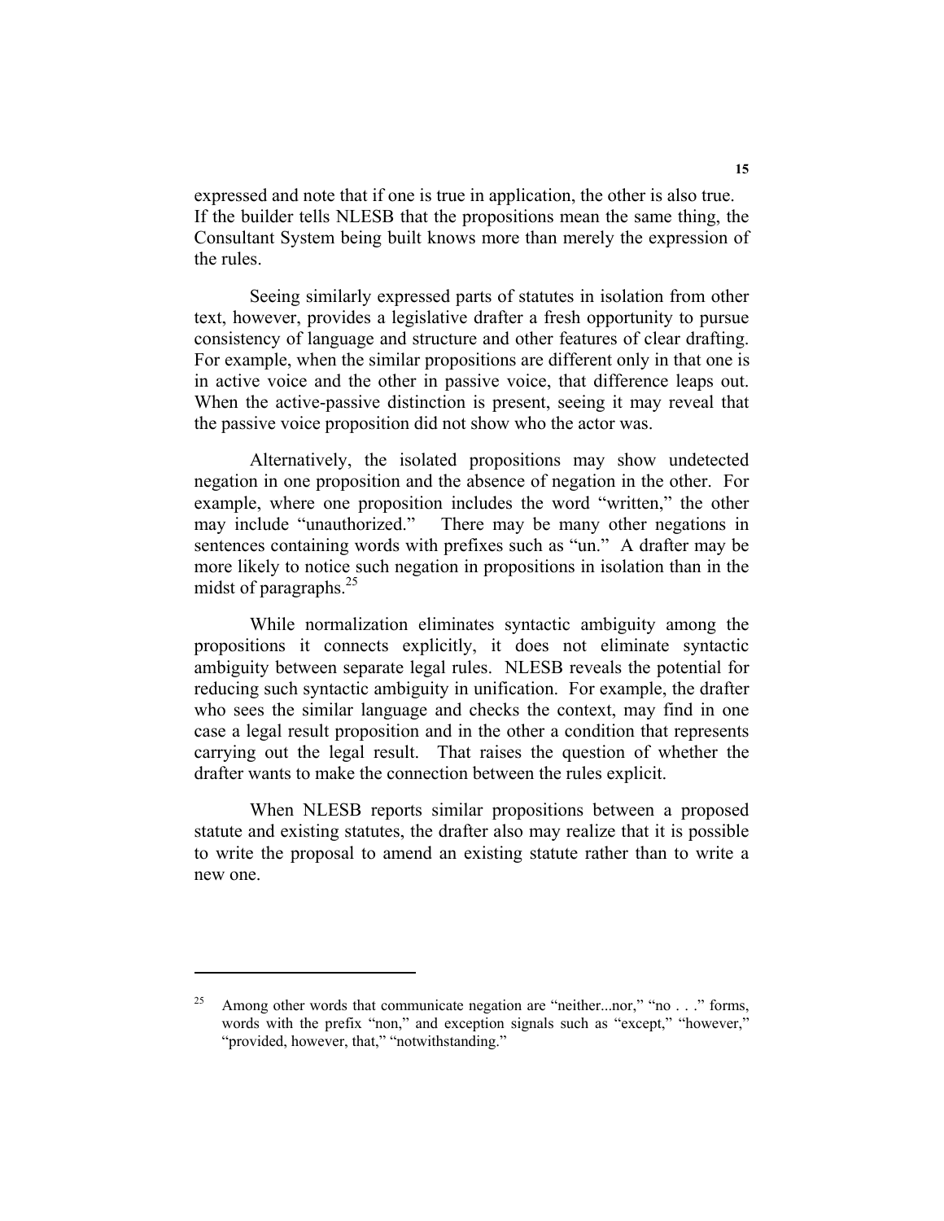expressed and note that if one is true in application, the other is also true. If the builder tells NLESB that the propositions mean the same thing, the Consultant System being built knows more than merely the expression of the rules.

Seeing similarly expressed parts of statutes in isolation from other text, however, provides a legislative drafter a fresh opportunity to pursue consistency of language and structure and other features of clear drafting. For example, when the similar propositions are different only in that one is in active voice and the other in passive voice, that difference leaps out. When the active-passive distinction is present, seeing it may reveal that the passive voice proposition did not show who the actor was.

Alternatively, the isolated propositions may show undetected negation in one proposition and the absence of negation in the other. For example, where one proposition includes the word "written," the other may include "unauthorized." There may be many other negations in sentences containing words with prefixes such as "un." A drafter may be more likely to notice such negation in propositions in isolation than in the midst of paragraphs.[25]

While normalization eliminates syntactic ambiguity among the propositions it connects explicitly, it does not eliminate syntactic ambiguity between separate legal rules. NLESB reveals the potential for reducing such syntactic ambiguity in unification. For example, the drafter who sees the similar language and checks the context, may find in one case a legal result proposition and in the other a condition that represents carrying out the legal result. That raises the question of whether the drafter wants to make the connection between the rules explicit.

When NLESB reports similar propositions between a proposed statute and existing statutes, the drafter also may realize that it is possible to write the proposal to amend an existing statute rather than to write a new one.

---

[25] Among other words that communicate negation are "neither...nor," "no . . ." forms, words with the prefix "non," and exception signals such as "except," "however," "provided, however, that," "notwithstanding."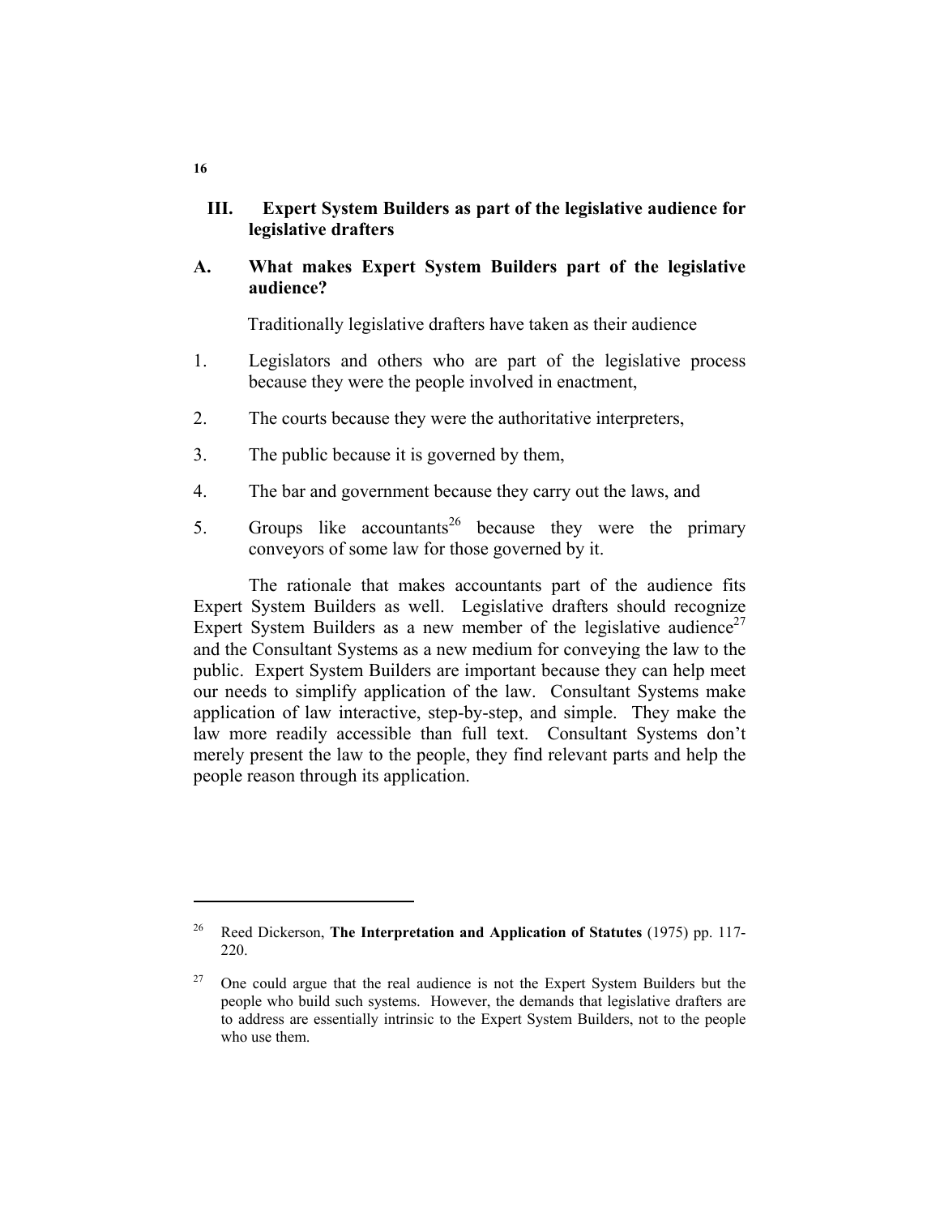## III. Expert System Builders as part of the legislative audience for legislative drafters

### A. What makes Expert System Builders part of the legislative audience?

Traditionally legislative drafters have taken as their audience

1. Legislators and others who are part of the legislative process because they were the people involved in enactment,
2. The courts because they were the authoritative interpreters,
3. The public because it is governed by them,
4. The bar and government because they carry out the laws, and
5. Groups like accountants[26] because they were the primary conveyors of some law for those governed by it.

The rationale that makes accountants part of the audience fits Expert System Builders as well. Legislative drafters should recognize Expert System Builders as a new member of the legislative audience[27] and the Consultant Systems as a new medium for conveying the law to the public. Expert System Builders are important because they can help meet our needs to simplify application of the law. Consultant Systems make application of law interactive, step-by-step, and simple. They make the law more readily accessible than full text. Consultant Systems don't merely present the law to the people, they find relevant parts and help the people reason through its application.

---

[26] Reed Dickerson, **The Interpretation and Application of Statutes** (1975) pp. 117-220.

[27] One could argue that the real audience is not the Expert System Builders but the people who build such systems. However, the demands that legislative drafters are to address are essentially intrinsic to the Expert System Builders, not to the people who use them.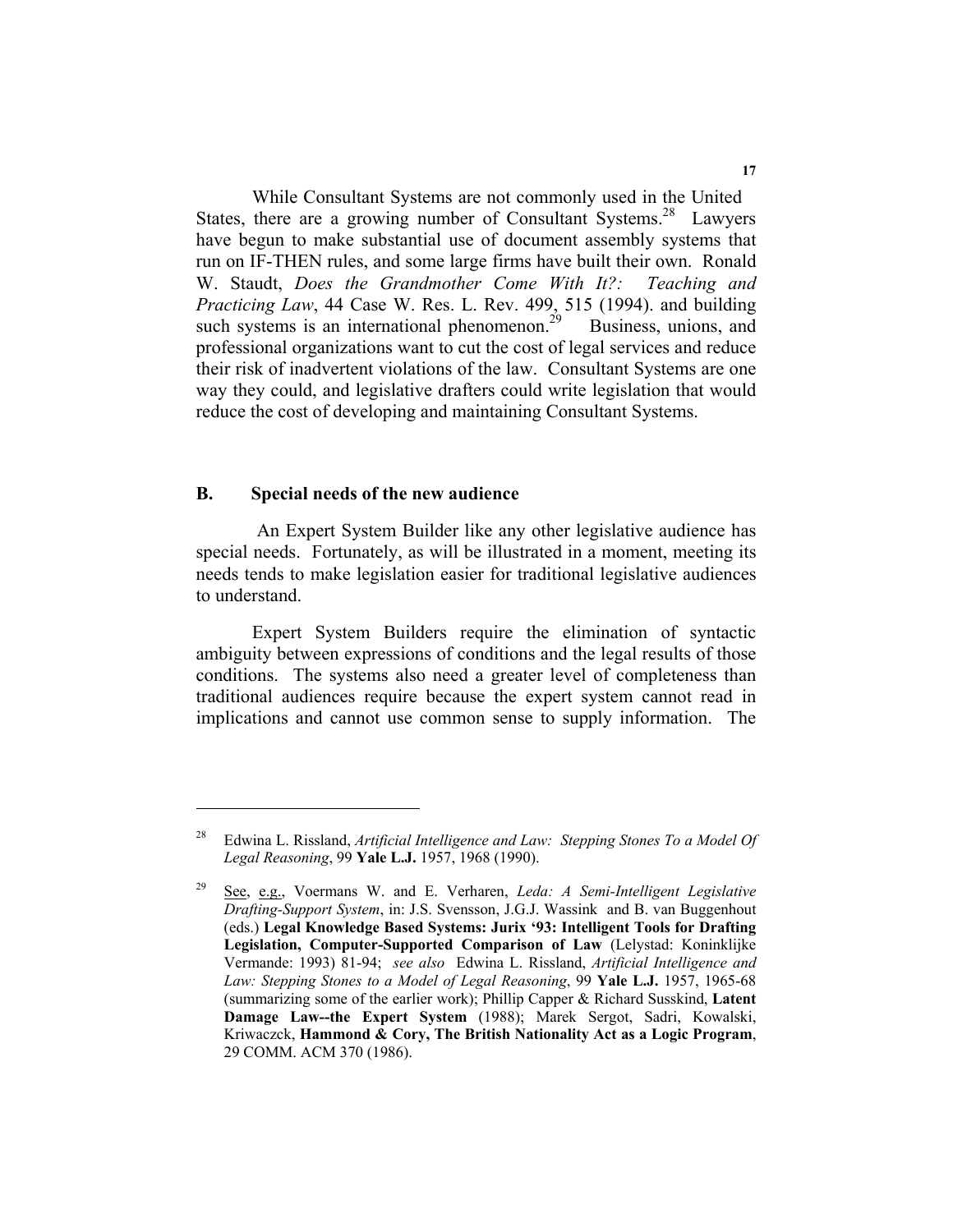While Consultant Systems are not commonly used in the United States, there are a growing number of Consultant Systems.[28] Lawyers have begun to make substantial use of document assembly systems that run on IF-THEN rules, and some large firms have built their own. Ronald W. Staudt, *Does the Grandmother Come With It?: Teaching and Practicing Law*, 44 Case W. Res. L. Rev. 499, 515 (1994). and building such systems is an international phenomenon.[29] Business, unions, and professional organizations want to cut the cost of legal services and reduce their risk of inadvertent violations of the law. Consultant Systems are one way they could, and legislative drafters could write legislation that would reduce the cost of developing and maintaining Consultant Systems.

## B. Special needs of the new audience

An Expert System Builder like any other legislative audience has special needs. Fortunately, as will be illustrated in a moment, meeting its needs tends to make legislation easier for traditional legislative audiences to understand.

Expert System Builders require the elimination of syntactic ambiguity between expressions of conditions and the legal results of those conditions. The systems also need a greater level of completeness than traditional audiences require because the expert system cannot read in implications and cannot use common sense to supply information. The

---

[28] Edwina L. Rissland, *Artificial Intelligence and Law: Stepping Stones To a Model Of Legal Reasoning*, 99 **Yale L.J.** 1957, 1968 (1990).

[29] See, e.g., Voermans W. and E. Verharen, *Leda: A Semi-Intelligent Legislative Drafting-Support System*, in: J.S. Svensson, J.G.J. Wassink and B. van Buggenhout (eds.) **Legal Knowledge Based Systems: Jurix '93: Intelligent Tools for Drafting Legislation, Computer-Supported Comparison of Law** (Lelystad: Koninklijke Vermande: 1993) 81-94; *see also* Edwina L. Rissland, *Artificial Intelligence and Law: Stepping Stones to a Model of Legal Reasoning*, 99 **Yale L.J.** 1957, 1965-68 (summarizing some of the earlier work); Phillip Capper & Richard Susskind, **Latent Damage Law--the Expert System** (1988); Marek Sergot, Sadri, Kowalski, Kriwaczck, **Hammond & Cory, The British Nationality Act as a Logic Program**, 29 COMM. ACM 370 (1986).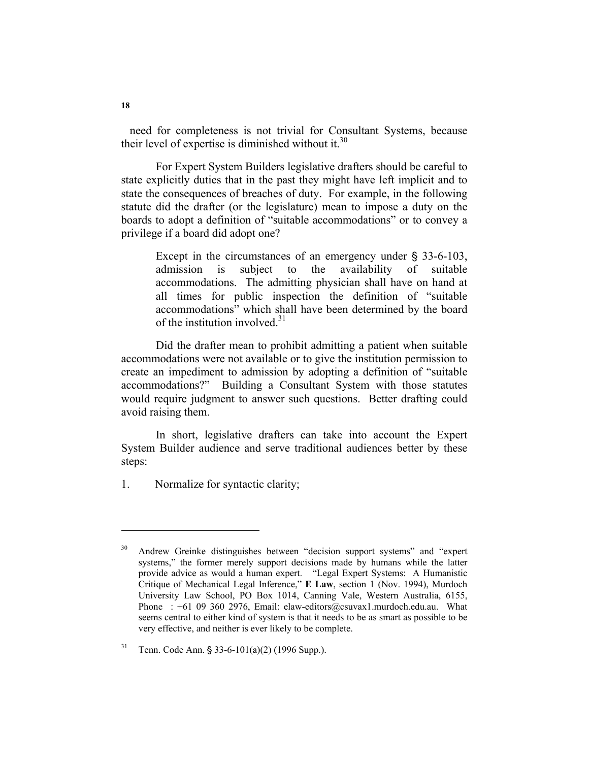need for completeness is not trivial for Consultant Systems, because their level of expertise is diminished without it.[30]

For Expert System Builders legislative drafters should be careful to state explicitly duties that in the past they might have left implicit and to state the consequences of breaches of duty. For example, in the following statute did the drafter (or the legislature) mean to impose a duty on the boards to adopt a definition of "suitable accommodations" or to convey a privilege if a board did adopt one?

> Except in the circumstances of an emergency under § 33-6-103, admission is subject to the availability of suitable accommodations. The admitting physician shall have on hand at all times for public inspection the definition of "suitable accommodations" which shall have been determined by the board of the institution involved.[31]

Did the drafter mean to prohibit admitting a patient when suitable accommodations were not available or to give the institution permission to create an impediment to admission by adopting a definition of "suitable accommodations?" Building a Consultant System with those statutes would require judgment to answer such questions. Better drafting could avoid raising them.

In short, legislative drafters can take into account the Expert System Builder audience and serve traditional audiences better by these steps:

1. Normalize for syntactic clarity;

---

[30] Andrew Greinke distinguishes between "decision support systems" and "expert systems," the former merely support decisions made by humans while the latter provide advice as would a human expert. "Legal Expert Systems: A Humanistic Critique of Mechanical Legal Inference," **E Law**, section 1 (Nov. 1994), Murdoch University Law School, PO Box 1014, Canning Vale, Western Australia, 6155, Phone : +61 09 360 2976, Email: elaw-editors@csuvax1.murdoch.edu.au. What seems central to either kind of system is that it needs to be as smart as possible to be very effective, and neither is ever likely to be complete.

[31] Tenn. Code Ann. § 33-6-101(a)(2) (1996 Supp.).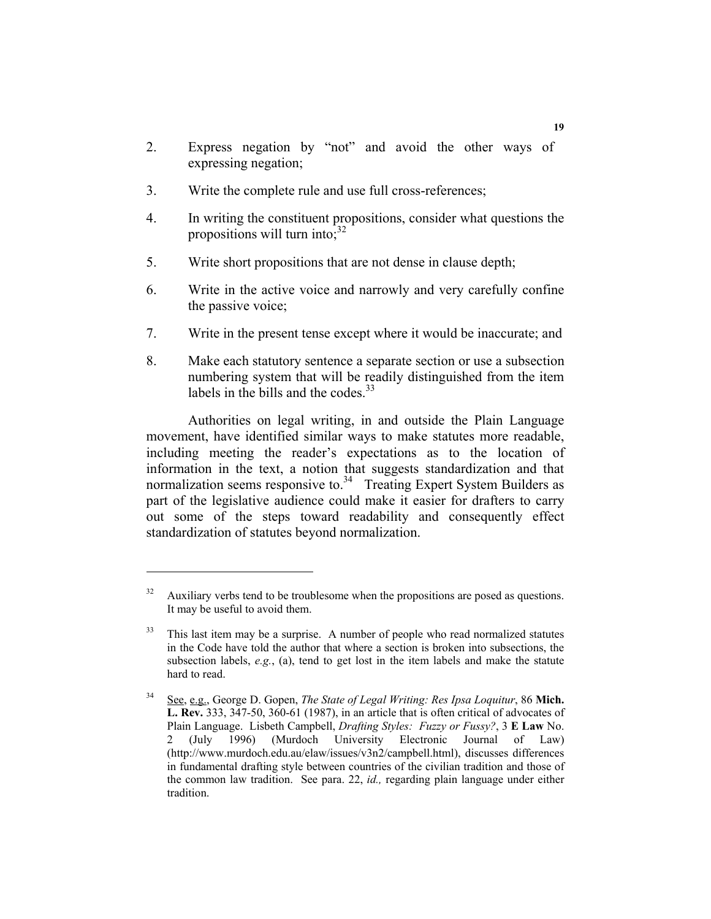2. Express negation by "not" and avoid the other ways of expressing negation;

3. Write the complete rule and use full cross-references;

4. In writing the constituent propositions, consider what questions the propositions will turn into;[32]

5. Write short propositions that are not dense in clause depth;

6. Write in the active voice and narrowly and very carefully confine the passive voice;

7. Write in the present tense except where it would be inaccurate; and

8. Make each statutory sentence a separate section or use a subsection numbering system that will be readily distinguished from the item labels in the bills and the codes.[33]

Authorities on legal writing, in and outside the Plain Language movement, have identified similar ways to make statutes more readable, including meeting the reader's expectations as to the location of information in the text, a notion that suggests standardization and that normalization seems responsive to.[34] Treating Expert System Builders as part of the legislative audience could make it easier for drafters to carry out some of the steps toward readability and consequently effect standardization of statutes beyond normalization.

---

[32] Auxiliary verbs tend to be troublesome when the propositions are posed as questions. It may be useful to avoid them.

[33] This last item may be a surprise. A number of people who read normalized statutes in the Code have told the author that where a section is broken into subsections, the subsection labels, *e.g.*, (a), tend to get lost in the item labels and make the statute hard to read.

[34] See, e.g., George D. Gopen, *The State of Legal Writing: Res Ipsa Loquitur*, 86 **Mich. L. Rev.** 333, 347-50, 360-61 (1987), in an article that is often critical of advocates of Plain Language. Lisbeth Campbell, *Drafting Styles: Fuzzy or Fussy?*, 3 **E Law** No. 2 (July 1996) (Murdoch University Electronic Journal of Law) (http://www.murdoch.edu.au/elaw/issues/v3n2/campbell.html), discusses differences in fundamental drafting style between countries of the civilian tradition and those of the common law tradition. See para. 22, *id.,* regarding plain language under either tradition.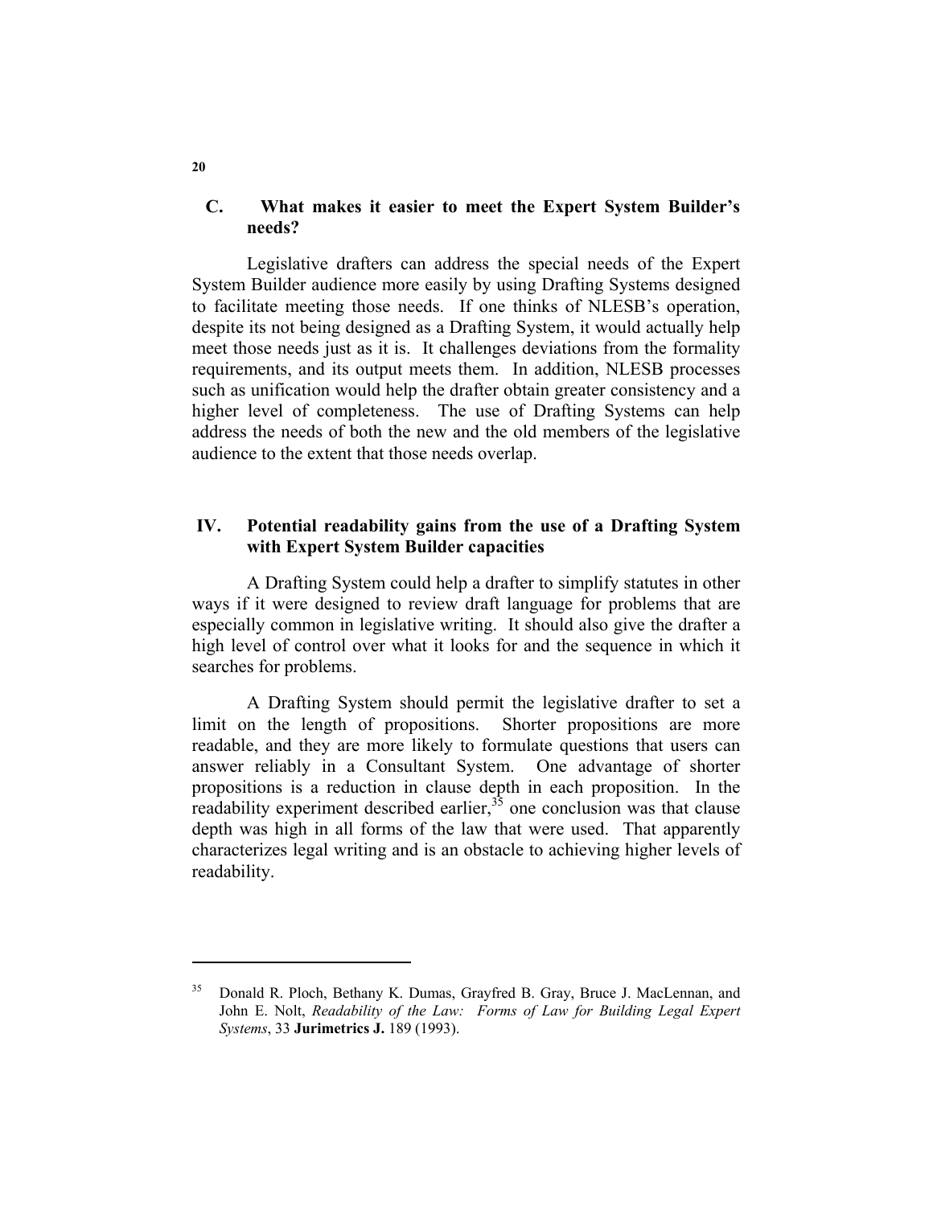### C. What makes it easier to meet the Expert System Builder's needs?

Legislative drafters can address the special needs of the Expert System Builder audience more easily by using Drafting Systems designed to facilitate meeting those needs. If one thinks of NLESB's operation, despite its not being designed as a Drafting System, it would actually help meet those needs just as it is. It challenges deviations from the formality requirements, and its output meets them. In addition, NLESB processes such as unification would help the drafter obtain greater consistency and a higher level of completeness. The use of Drafting Systems can help address the needs of both the new and the old members of the legislative audience to the extent that those needs overlap.

## IV. Potential readability gains from the use of a Drafting System with Expert System Builder capacities

A Drafting System could help a drafter to simplify statutes in other ways if it were designed to review draft language for problems that are especially common in legislative writing. It should also give the drafter a high level of control over what it looks for and the sequence in which it searches for problems.

A Drafting System should permit the legislative drafter to set a limit on the length of propositions. Shorter propositions are more readable, and they are more likely to formulate questions that users can answer reliably in a Consultant System. One advantage of shorter propositions is a reduction in clause depth in each proposition. In the readability experiment described earlier,[35] one conclusion was that clause depth was high in all forms of the law that were used. That apparently characterizes legal writing and is an obstacle to achieving higher levels of readability.

---

[35] Donald R. Ploch, Bethany K. Dumas, Grayfred B. Gray, Bruce J. MacLennan, and John E. Nolt, *Readability of the Law: Forms of Law for Building Legal Expert Systems*, 33 **Jurimetrics J.** 189 (1993).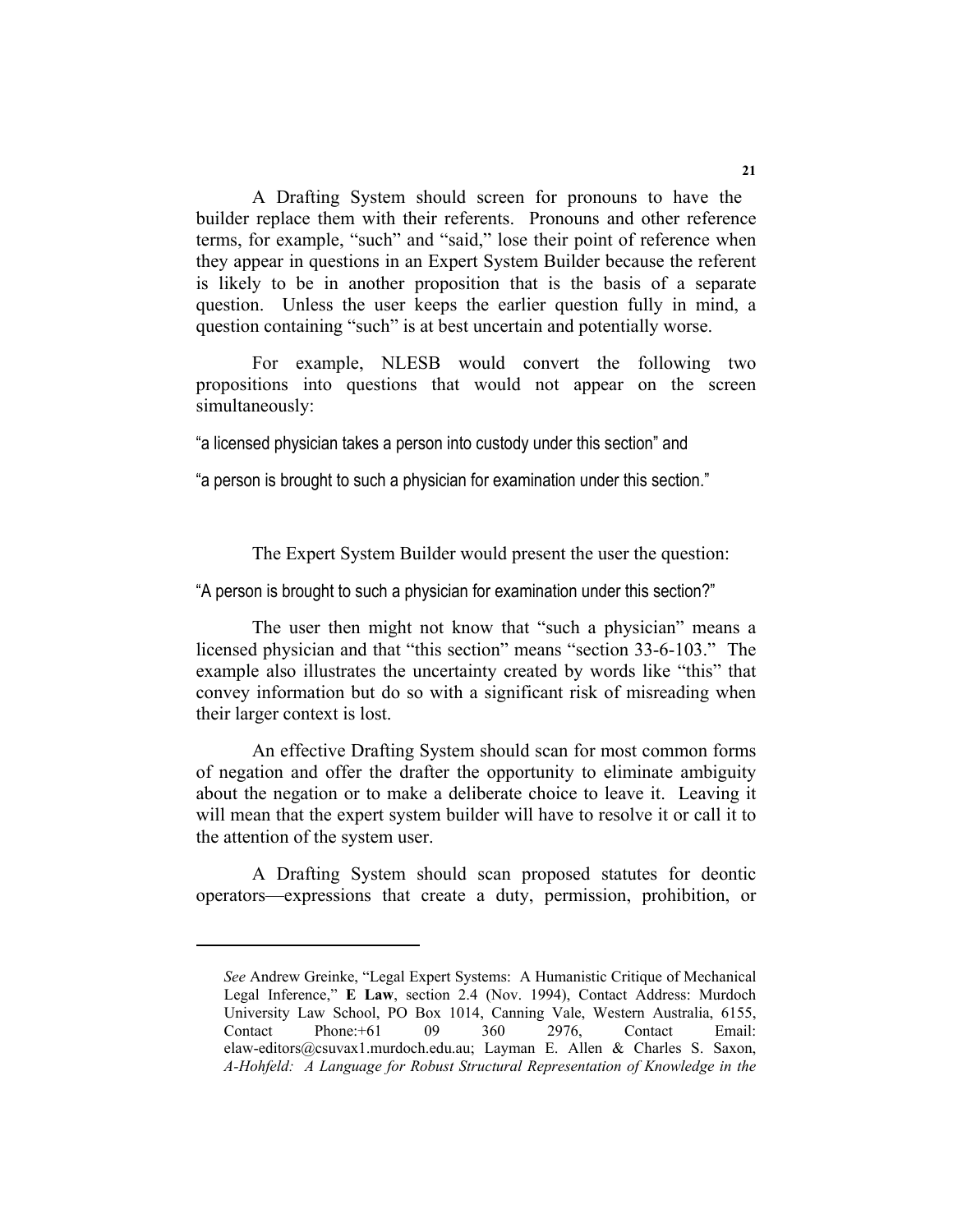A Drafting System should screen for pronouns to have the builder replace them with their referents. Pronouns and other reference terms, for example, "such" and "said," lose their point of reference when they appear in questions in an Expert System Builder because the referent is likely to be in another proposition that is the basis of a separate question. Unless the user keeps the earlier question fully in mind, a question containing "such" is at best uncertain and potentially worse.

For example, NLESB would convert the following two propositions into questions that would not appear on the screen simultaneously:

"a licensed physician takes a person into custody under this section" and

"a person is brought to such a physician for examination under this section."

The Expert System Builder would present the user the question:

"A person is brought to such a physician for examination under this section?"

The user then might not know that "such a physician" means a licensed physician and that "this section" means "section 33-6-103." The example also illustrates the uncertainty created by words like "this" that convey information but do so with a significant risk of misreading when their larger context is lost.

An effective Drafting System should scan for most common forms of negation and offer the drafter the opportunity to eliminate ambiguity about the negation or to make a deliberate choice to leave it. Leaving it will mean that the expert system builder will have to resolve it or call it to the attention of the system user.

A Drafting System should scan proposed statutes for deontic operators—expressions that create a duty, permission, prohibition, or

---

*See* Andrew Greinke, "Legal Expert Systems: A Humanistic Critique of Mechanical Legal Inference," **E Law**, section 2.4 (Nov. 1994), Contact Address: Murdoch University Law School, PO Box 1014, Canning Vale, Western Australia, 6155, Contact Phone:+61 09 360 2976, Contact Email: elaw-editors@csuvax1.murdoch.edu.au; Layman E. Allen & Charles S. Saxon, *A-Hohfeld: A Language for Robust Structural Representation of Knowledge in the*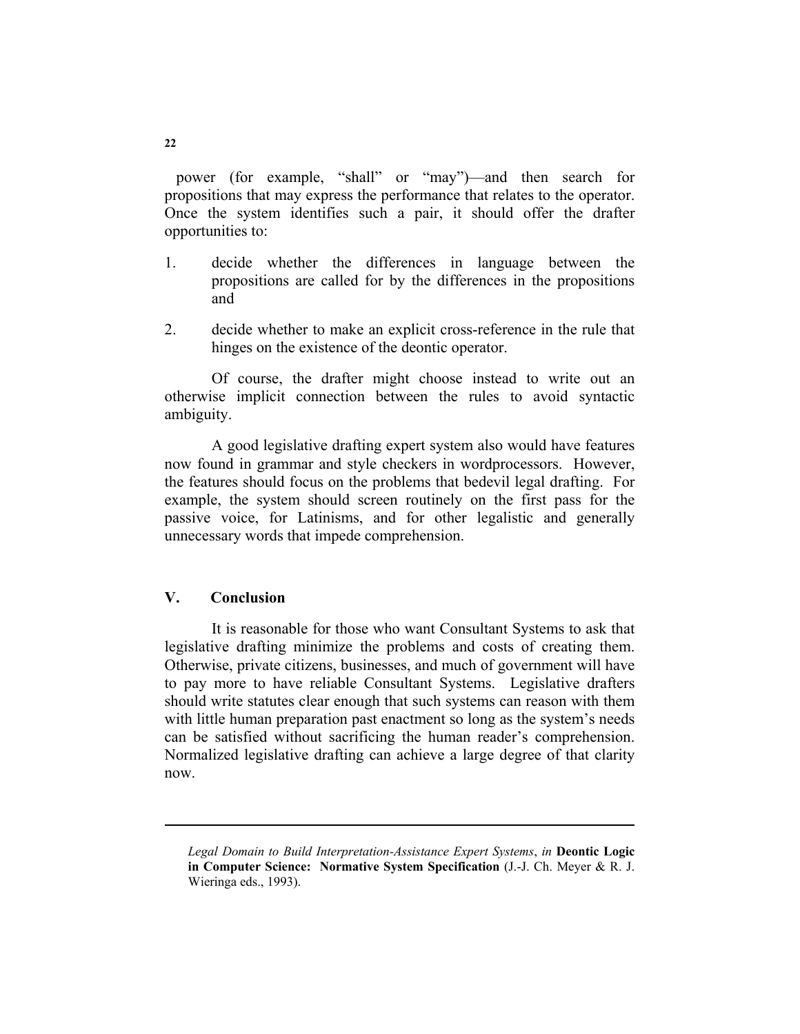power (for example, "shall" or "may")—and then search for propositions that may express the performance that relates to the operator. Once the system identifies such a pair, it should offer the drafter opportunities to:

1. decide whether the differences in language between the propositions are called for by the differences in the propositions and

2. decide whether to make an explicit cross-reference in the rule that hinges on the existence of the deontic operator.

Of course, the drafter might choose instead to write out an otherwise implicit connection between the rules to avoid syntactic ambiguity.

A good legislative drafting expert system also would have features now found in grammar and style checkers in wordprocessors. However, the features should focus on the problems that bedevil legal drafting. For example, the system should screen routinely on the first pass for the passive voice, for Latinisms, and for other legalistic and generally unnecessary words that impede comprehension.

## V. Conclusion

It is reasonable for those who want Consultant Systems to ask that legislative drafting minimize the problems and costs of creating them. Otherwise, private citizens, businesses, and much of government will have to pay more to have reliable Consultant Systems. Legislative drafters should write statutes clear enough that such systems can reason with them with little human preparation past enactment so long as the system's needs can be satisfied without sacrificing the human reader's comprehension. Normalized legislative drafting can achieve a large degree of that clarity now.

---

*Legal Domain to Build Interpretation-Assistance Expert Systems*, *in* **Deontic Logic in Computer Science: Normative System Specification** (J.-J. Ch. Meyer & R. J. Wieringa eds., 1993).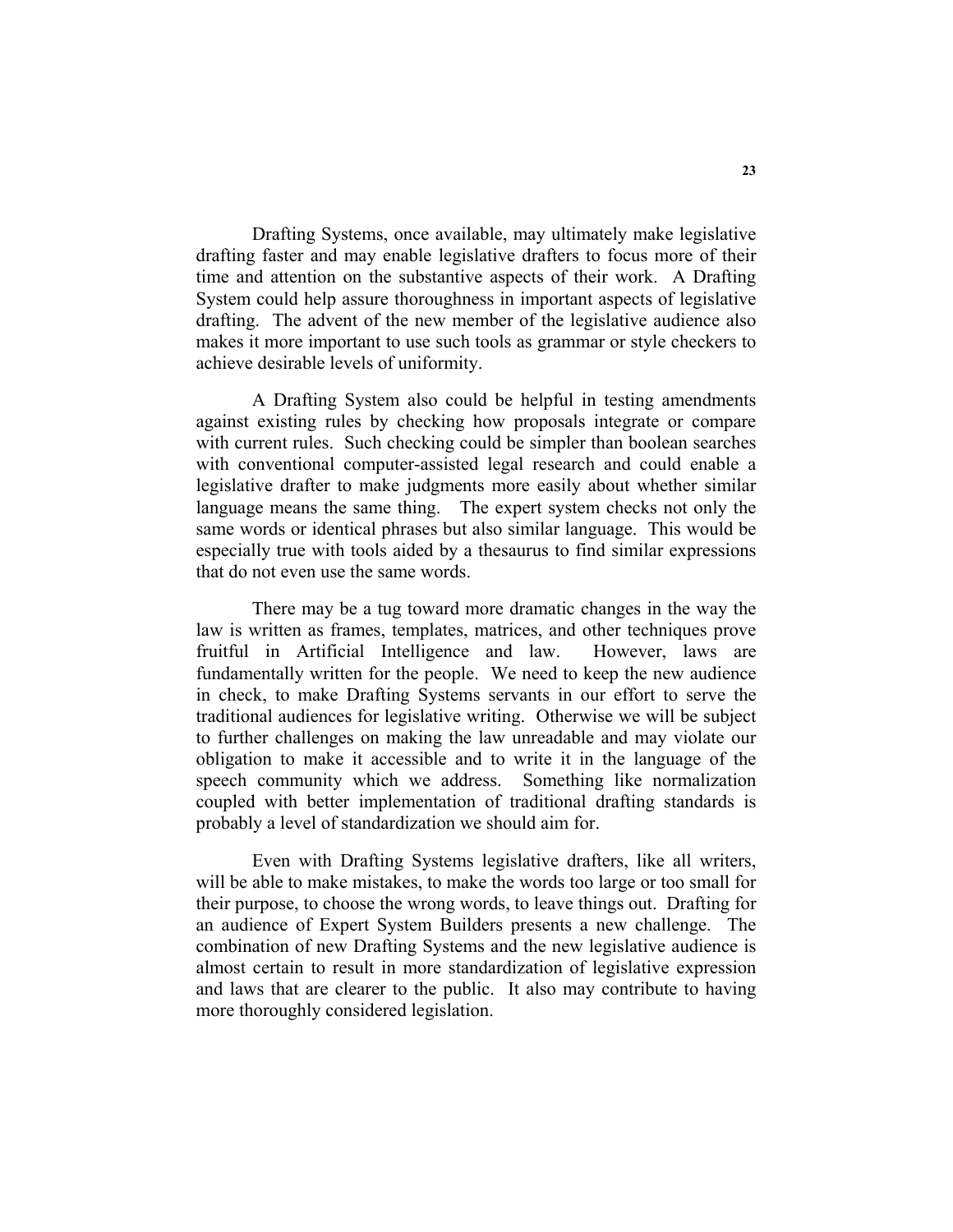Drafting Systems, once available, may ultimately make legislative drafting faster and may enable legislative drafters to focus more of their time and attention on the substantive aspects of their work. A Drafting System could help assure thoroughness in important aspects of legislative drafting. The advent of the new member of the legislative audience also makes it more important to use such tools as grammar or style checkers to achieve desirable levels of uniformity.

A Drafting System also could be helpful in testing amendments against existing rules by checking how proposals integrate or compare with current rules. Such checking could be simpler than boolean searches with conventional computer-assisted legal research and could enable a legislative drafter to make judgments more easily about whether similar language means the same thing. The expert system checks not only the same words or identical phrases but also similar language. This would be especially true with tools aided by a thesaurus to find similar expressions that do not even use the same words.

There may be a tug toward more dramatic changes in the way the law is written as frames, templates, matrices, and other techniques prove fruitful in Artificial Intelligence and law. However, laws are fundamentally written for the people. We need to keep the new audience in check, to make Drafting Systems servants in our effort to serve the traditional audiences for legislative writing. Otherwise we will be subject to further challenges on making the law unreadable and may violate our obligation to make it accessible and to write it in the language of the speech community which we address. Something like normalization coupled with better implementation of traditional drafting standards is probably a level of standardization we should aim for.

Even with Drafting Systems legislative drafters, like all writers, will be able to make mistakes, to make the words too large or too small for their purpose, to choose the wrong words, to leave things out. Drafting for an audience of Expert System Builders presents a new challenge. The combination of new Drafting Systems and the new legislative audience is almost certain to result in more standardization of legislative expression and laws that are clearer to the public. It also may contribute to having more thoroughly considered legislation.